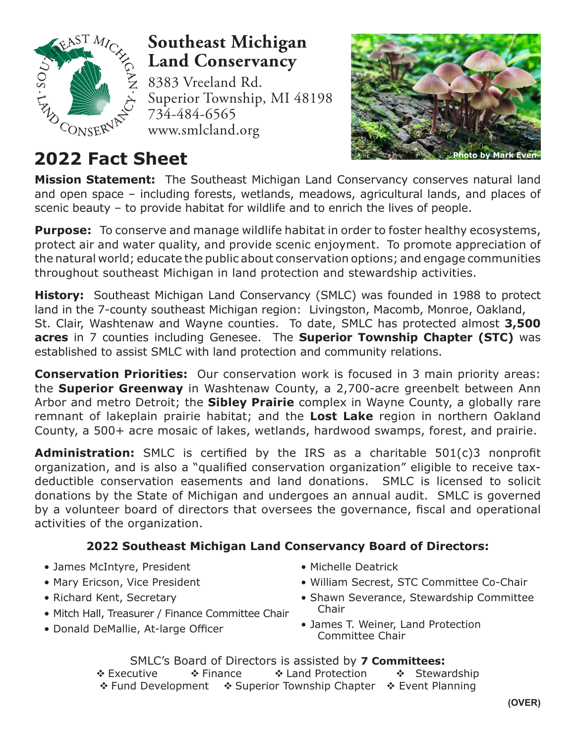# Southeast Michigan Land Conservancy

8383 Vreeland Rd.
Superior Township, MI 48198
734-484-6565
www.smlcland.org

Photo by Mark Even

## 2022 Fact Sheet

**Mission Statement:** The Southeast Michigan Land Conservancy conserves natural land and open space – including forests, wetlands, meadows, agricultural lands, and places of scenic beauty – to provide habitat for wildlife and to enrich the lives of people.

**Purpose:** To conserve and manage wildlife habitat in order to foster healthy ecosystems, protect air and water quality, and provide scenic enjoyment. To promote appreciation of the natural world; educate the public about conservation options; and engage communities throughout southeast Michigan in land protection and stewardship activities.

**History:** Southeast Michigan Land Conservancy (SMLC) was founded in 1988 to protect land in the 7-county southeast Michigan region: Livingston, Macomb, Monroe, Oakland, St. Clair, Washtenaw and Wayne counties. To date, SMLC has protected almost **3,500 acres** in 7 counties including Genesee. The **Superior Township Chapter (STC)** was established to assist SMLC with land protection and community relations.

**Conservation Priorities:** Our conservation work is focused in 3 main priority areas: the **Superior Greenway** in Washtenaw County, a 2,700-acre greenbelt between Ann Arbor and metro Detroit; the **Sibley Prairie** complex in Wayne County, a globally rare remnant of lakeplain prairie habitat; and the **Lost Lake** region in northern Oakland County, a 500+ acre mosaic of lakes, wetlands, hardwood swamps, forest, and prairie.

**Administration:** SMLC is certified by the IRS as a charitable 501(c)3 nonprofit organization, and is also a "qualified conservation organization" eligible to receive tax-deductible conservation easements and land donations. SMLC is licensed to solicit donations by the State of Michigan and undergoes an annual audit. SMLC is governed by a volunteer board of directors that oversees the governance, fiscal and operational activities of the organization.

### 2022 Southeast Michigan Land Conservancy Board of Directors:

- James McIntyre, President
- Mary Ericson, Vice President
- Richard Kent, Secretary
- Mitch Hall, Treasurer / Finance Committee Chair
- Donald DeMallie, At-large Officer
- Michelle Deatrick
- William Secrest, STC Committee Co-Chair
- Shawn Severance, Stewardship Committee Chair
- James T. Weiner, Land Protection Committee Chair

SMLC's Board of Directors is assisted by **7 Committees:**

- ❖ Executive
- ❖ Finance
- ❖ Land Protection
- ❖ Stewardship
- ❖ Fund Development
- ❖ Superior Township Chapter
- ❖ Event Planning

**(OVER)**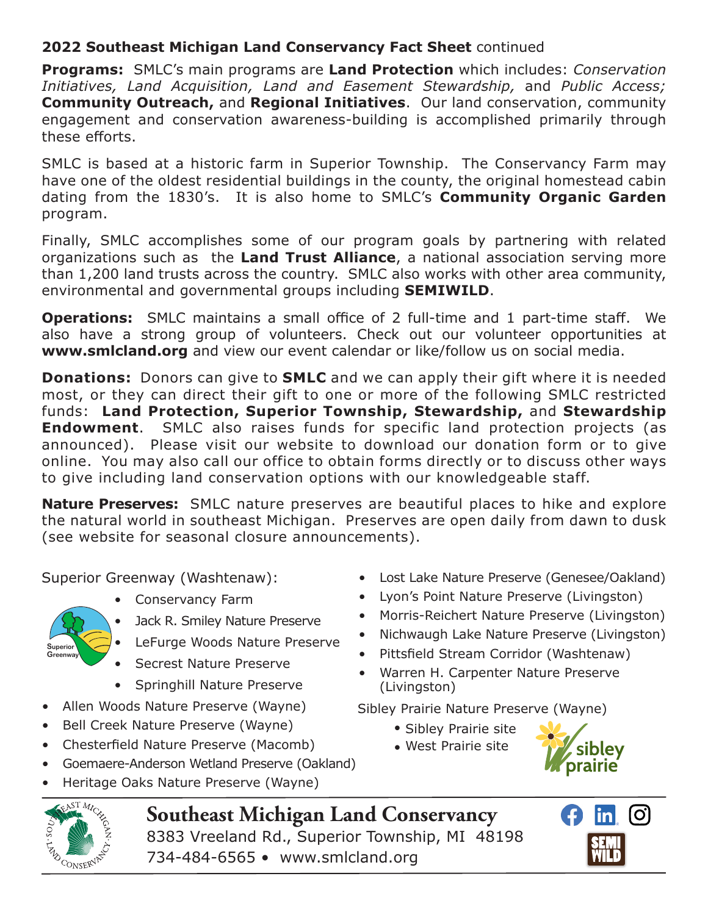**2022 Southeast Michigan Land Conservancy Fact Sheet** continued

**Programs:** SMLC's main programs are **Land Protection** which includes: *Conservation Initiatives, Land Acquisition, Land and Easement Stewardship,* and *Public Access;* **Community Outreach,** and **Regional Initiatives**. Our land conservation, community engagement and conservation awareness-building is accomplished primarily through these efforts.

SMLC is based at a historic farm in Superior Township. The Conservancy Farm may have one of the oldest residential buildings in the county, the original homestead cabin dating from the 1830's. It is also home to SMLC's **Community Organic Garden** program.

Finally, SMLC accomplishes some of our program goals by partnering with related organizations such as the **Land Trust Alliance**, a national association serving more than 1,200 land trusts across the country. SMLC also works with other area community, environmental and governmental groups including **SEMIWILD**.

**Operations:** SMLC maintains a small office of 2 full-time and 1 part-time staff. We also have a strong group of volunteers. Check out our volunteer opportunities at **www.smlcland.org** and view our event calendar or like/follow us on social media.

**Donations:** Donors can give to **SMLC** and we can apply their gift where it is needed most, or they can direct their gift to one or more of the following SMLC restricted funds: **Land Protection, Superior Township, Stewardship,** and **Stewardship Endowment**. SMLC also raises funds for specific land protection projects (as announced). Please visit our website to download our donation form or to give online. You may also call our office to obtain forms directly or to discuss other ways to give including land conservation options with our knowledgeable staff.

**Nature Preserves:** SMLC nature preserves are beautiful places to hike and explore the natural world in southeast Michigan. Preserves are open daily from dawn to dusk (see website for seasonal closure announcements).

Superior Greenway (Washtenaw):

- Conservancy Farm
- Jack R. Smiley Nature Preserve
- LeFurge Woods Nature Preserve
- Secrest Nature Preserve
- Springhill Nature Preserve

- Allen Woods Nature Preserve (Wayne)
- Bell Creek Nature Preserve (Wayne)
- Chesterfield Nature Preserve (Macomb)
- Goemaere-Anderson Wetland Preserve (Oakland)
- Heritage Oaks Nature Preserve (Wayne)
- Lost Lake Nature Preserve (Genesee/Oakland)
- Lyon's Point Nature Preserve (Livingston)
- Morris-Reichert Nature Preserve (Livingston)
- Nichwaugh Lake Nature Preserve (Livingston)
- Pittsfield Stream Corridor (Washtenaw)
- Warren H. Carpenter Nature Preserve (Livingston)

Sibley Prairie Nature Preserve (Wayne)

- Sibley Prairie site
- West Prairie site

**Southeast Michigan Land Conservancy**
8383 Vreeland Rd., Superior Township, MI 48198
734-484-6565 • www.smlcland.org